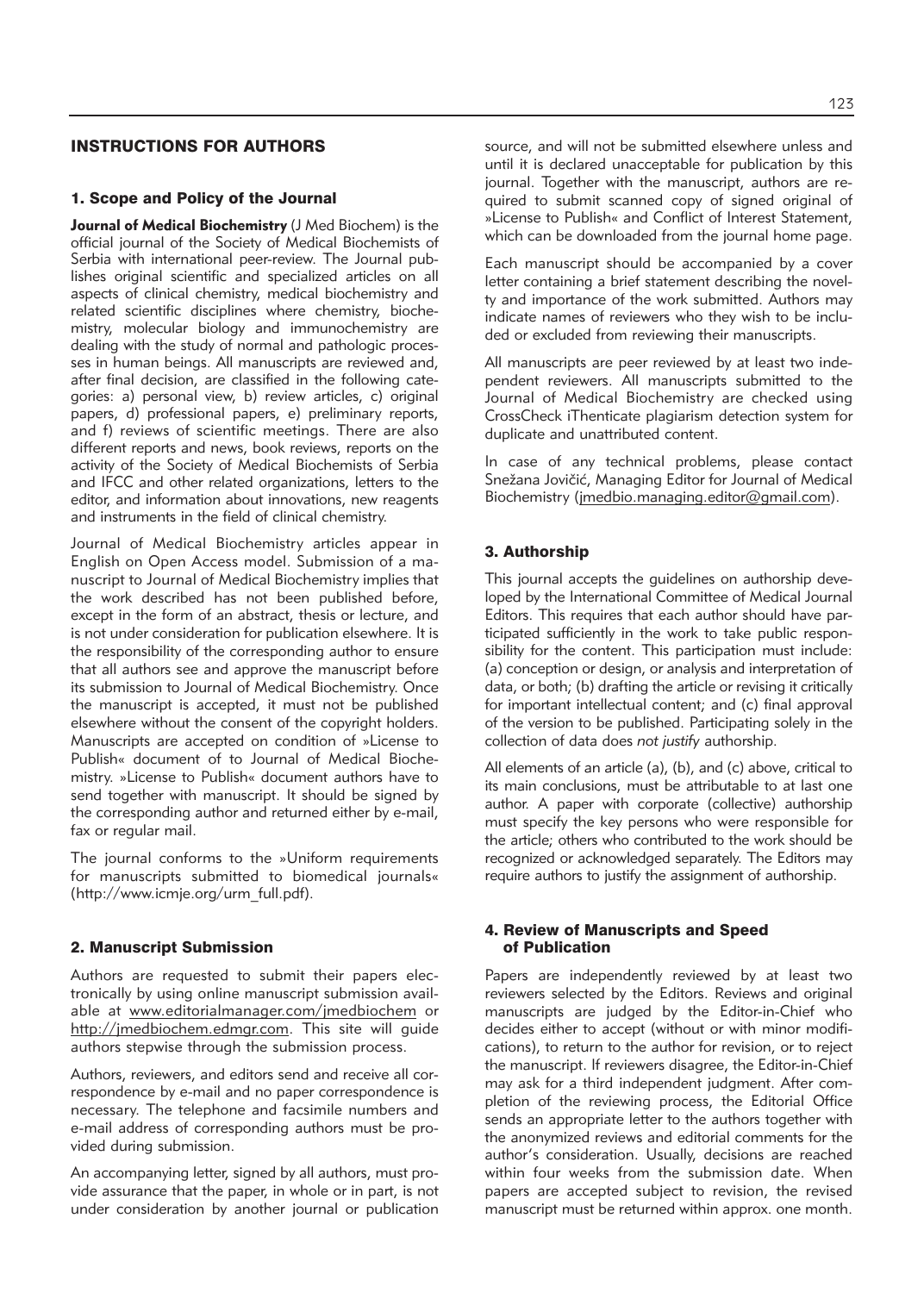# INSTRUCTIONS FOR AUTHORS

## 1. Scope and Policy of the Journal

**Journal of Medical Biochemistry** (J Med Biochem) is the official journal of the Society of Medical Biochemists of Serbia with international peer-review. The Journal publishes original scientific and specialized articles on all aspects of clinical chemistry, medical biochemistry and related scientific disciplines where chemistry, biochemistry, molecular biology and immunochemistry are dealing with the study of normal and pathologic processes in human beings. All manuscripts are reviewed and, after final decision, are classified in the following categories: a) personal view, b) review articles, c) original papers, d) professional papers, e) preliminary reports, and f) reviews of scientific meetings. There are also different reports and news, book reviews, reports on the activity of the Society of Medical Biochemists of Serbia and IFCC and other related organizations, letters to the editor, and information about innovations, new reagents and instruments in the field of clinical chemistry.

Journal of Medical Biochemistry articles appear in English on Open Access model. Submission of a manuscript to Journal of Medical Biochemistry implies that the work described has not been published before, except in the form of an abstract, thesis or lecture, and is not under consideration for publication elsewhere. It is the responsibility of the corresponding author to ensure that all authors see and approve the manuscript before its submission to Journal of Medical Biochemistry. Once the manuscript is accepted, it must not be published elsewhere without the consent of the copyright holders. Manuscripts are accepted on condition of »License to Publish« document of to Journal of Medical Biochemistry. »License to Publish« document authors have to send together with manuscript. It should be signed by the corresponding author and returned either by e-mail, fax or regular mail.

The journal conforms to the »Uniform requirements for manuscripts submitted to biomedical journals« (http://www.icmje.org/urm_full.pdf).

## 2. Manuscript Submission

Authors are requested to submit their papers electronically by using online manuscript submission available at www.editorialmanager.com/jmedbiochem or http://jmedbiochem.edmgr.com. This site will guide authors stepwise through the submission process.

Authors, reviewers, and editors send and receive all correspondence by e-mail and no paper correspondence is necessary. The telephone and facsimile numbers and e-mail address of corresponding authors must be provided during submission.

An accompanying letter, signed by all authors, must provide assurance that the paper, in whole or in part, is not under consideration by another journal or publication source, and will not be submitted elsewhere unless and until it is declared unacceptable for publication by this journal. Together with the manuscript, authors are required to submit scanned copy of signed original of »License to Publish« and Conflict of Interest Statement, which can be downloaded from the journal home page.

Each manuscript should be accompanied by a cover letter containing a brief statement describing the novelty and importance of the work submitted. Authors may indicate names of reviewers who they wish to be included or excluded from reviewing their manuscripts.

All manuscripts are peer reviewed by at least two independent reviewers. All manuscripts submitted to the Journal of Medical Biochemistry are checked using CrossCheck iThenticate plagiarism detection system for duplicate and unattributed content.

In case of any technical problems, please contact Snežana Jovičić, Managing Editor for Journal of Medical Biochemistry (jmedbio.managing.editor@gmail.com).

## 3. Authorship

This journal accepts the guidelines on authorship developed by the International Committee of Medical Journal Editors. This requires that each author should have participated sufficiently in the work to take public responsibility for the content. This participation must include: (a) conception or design, or analysis and interpretation of data, or both; (b) drafting the article or revising it critically for important intellectual content; and (c) final approval of the version to be published. Participating solely in the collection of data does *not justify* authorship.

All elements of an article (a), (b), and (c) above, critical to its main conclusions, must be attributable to at last one author. A paper with corporate (collective) authorship must specify the key persons who were responsible for the article; others who contributed to the work should be recognized or acknowledged separately. The Editors may require authors to justify the assignment of authorship.

## 4. Review of Manuscripts and Speed of Publication

Papers are independently reviewed by at least two reviewers selected by the Editors. Reviews and original manuscripts are judged by the Editor-in-Chief who decides either to accept (without or with minor modifications), to return to the author for revision, or to reject the manuscript. If reviewers disagree, the Editor-in-Chief may ask for a third independent judgment. After completion of the reviewing process, the Editorial Office sends an appropriate letter to the authors together with the anonymized reviews and editorial comments for the author's consideration. Usually, decisions are reached within four weeks from the submission date. When papers are accepted subject to revision, the revised manuscript must be returned within approx. one month.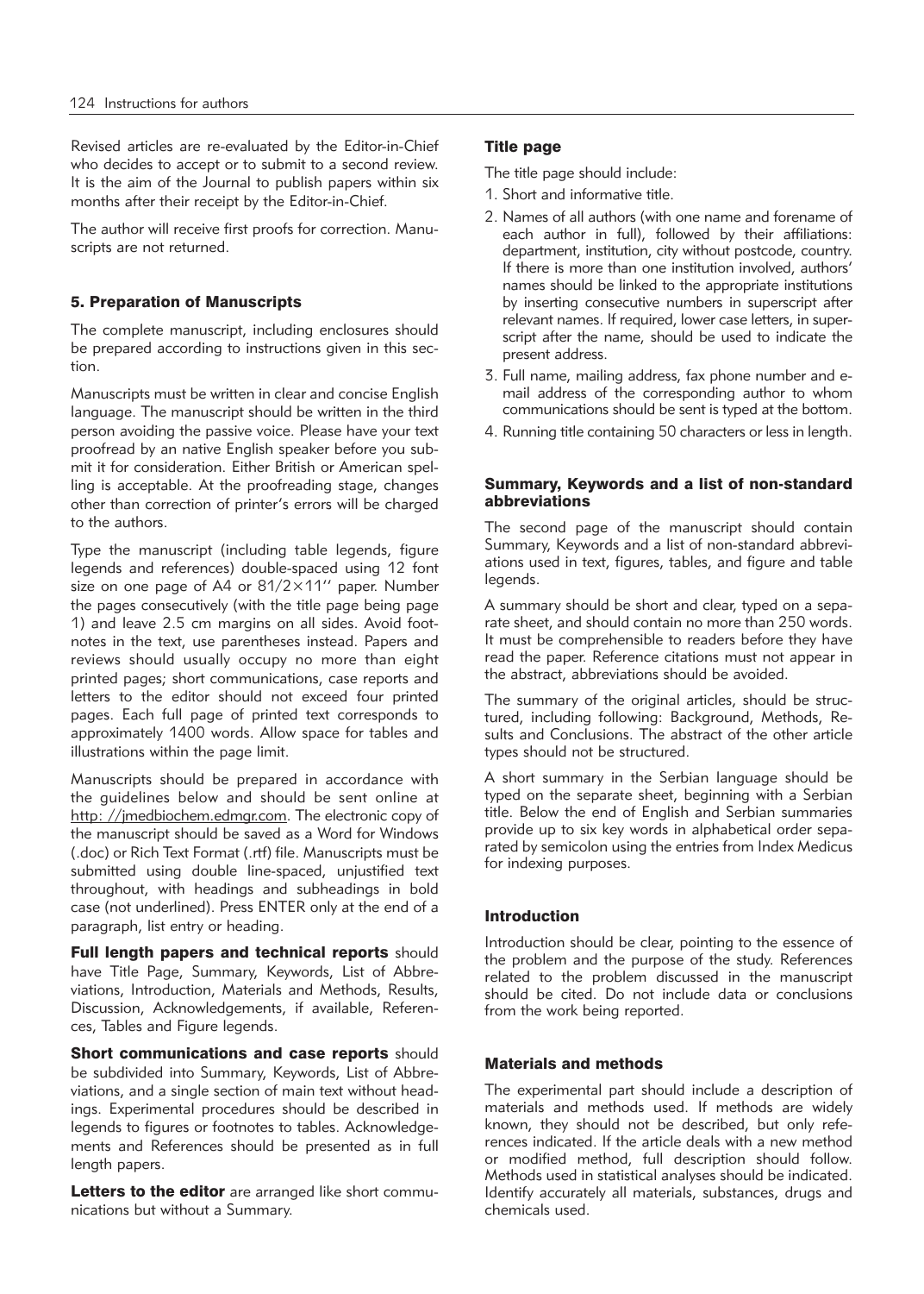Revised articles are re-evaluated by the Editor-in-Chief who decides to accept or to submit to a second review. It is the aim of the Journal to publish papers within six months after their receipt by the Editor-in-Chief.

The author will receive first proofs for correction. Manuscripts are not returned.

## 5. Preparation of Manuscripts

The complete manuscript, including enclosures should be prepared according to instructions given in this section.

Manuscripts must be written in clear and concise English language. The manuscript should be written in the third person avoiding the passive voice. Please have your text proofread by an native English speaker before you submit it for consideration. Either British or American spelling is acceptable. At the proofreading stage, changes other than correction of printer's errors will be charged to the authors.

Type the manuscript (including table legends, figure legends and references) double-spaced using 12 font size on one page of A4 or 81/2×11'' paper. Number the pages consecutively (with the title page being page 1) and leave 2.5 cm margins on all sides. Avoid footnotes in the text, use parentheses instead. Papers and reviews should usually occupy no more than eight printed pages; short communications, case reports and letters to the editor should not exceed four printed pages. Each full page of printed text corresponds to approximately 1400 words. Allow space for tables and illustrations within the page limit.

Manuscripts should be prepared in accordance with the guidelines below and should be sent online at http: //jmedbiochem.edmgr.com. The electronic copy of the manuscript should be saved as a Word for Windows (.doc) or Rich Text Format (.rtf) file. Manuscripts must be submitted using double line-spaced, unjustified text throughout, with headings and subheadings in bold case (not underlined). Press ENTER only at the end of a paragraph, list entry or heading.

**Full length papers and technical reports** should have Title Page, Summary, Keywords, List of Abbreviations, Introduction, Materials and Methods, Results, Discussion, Acknowledgements, if available, References, Tables and Figure legends.

**Short communications and case reports** should be subdivided into Summary, Keywords, List of Abbreviations, and a single section of main text without headings. Experimental procedures should be described in legends to figures or footnotes to tables. Acknowledgements and References should be presented as in full length papers.

**Letters to the editor** are arranged like short communications but without a Summary.

### Title page

The title page should include:

1. Short and informative title.
2. Names of all authors (with one name and forename of each author in full), followed by their affiliations: department, institution, city without postcode, country. If there is more than one institution involved, authors' names should be linked to the appropriate institutions by inserting consecutive numbers in superscript after relevant names. If required, lower case letters, in superscript after the name, should be used to indicate the present address.
3. Full name, mailing address, fax phone number and e-mail address of the corresponding author to whom communications should be sent is typed at the bottom.
4. Running title containing 50 characters or less in length.

### Summary, Keywords and a list of non-standard abbreviations

The second page of the manuscript should contain Summary, Keywords and a list of non-standard abbreviations used in text, figures, tables, and figure and table legends.

A summary should be short and clear, typed on a separate sheet, and should contain no more than 250 words. It must be comprehensible to readers before they have read the paper. Reference citations must not appear in the abstract, abbreviations should be avoided.

The summary of the original articles, should be structured, including following: Background, Methods, Results and Conclusions. The abstract of the other article types should not be structured.

A short summary in the Serbian language should be typed on the separate sheet, beginning with a Serbian title. Below the end of English and Serbian summaries provide up to six key words in alphabetical order separated by semicolon using the entries from Index Medicus for indexing purposes.

### Introduction

Introduction should be clear, pointing to the essence of the problem and the purpose of the study. References related to the problem discussed in the manuscript should be cited. Do not include data or conclusions from the work being reported.

### Materials and methods

The experimental part should include a description of materials and methods used. If methods are widely known, they should not be described, but only references indicated. If the article deals with a new method or modified method, full description should follow. Methods used in statistical analyses should be indicated. Identify accurately all materials, substances, drugs and chemicals used.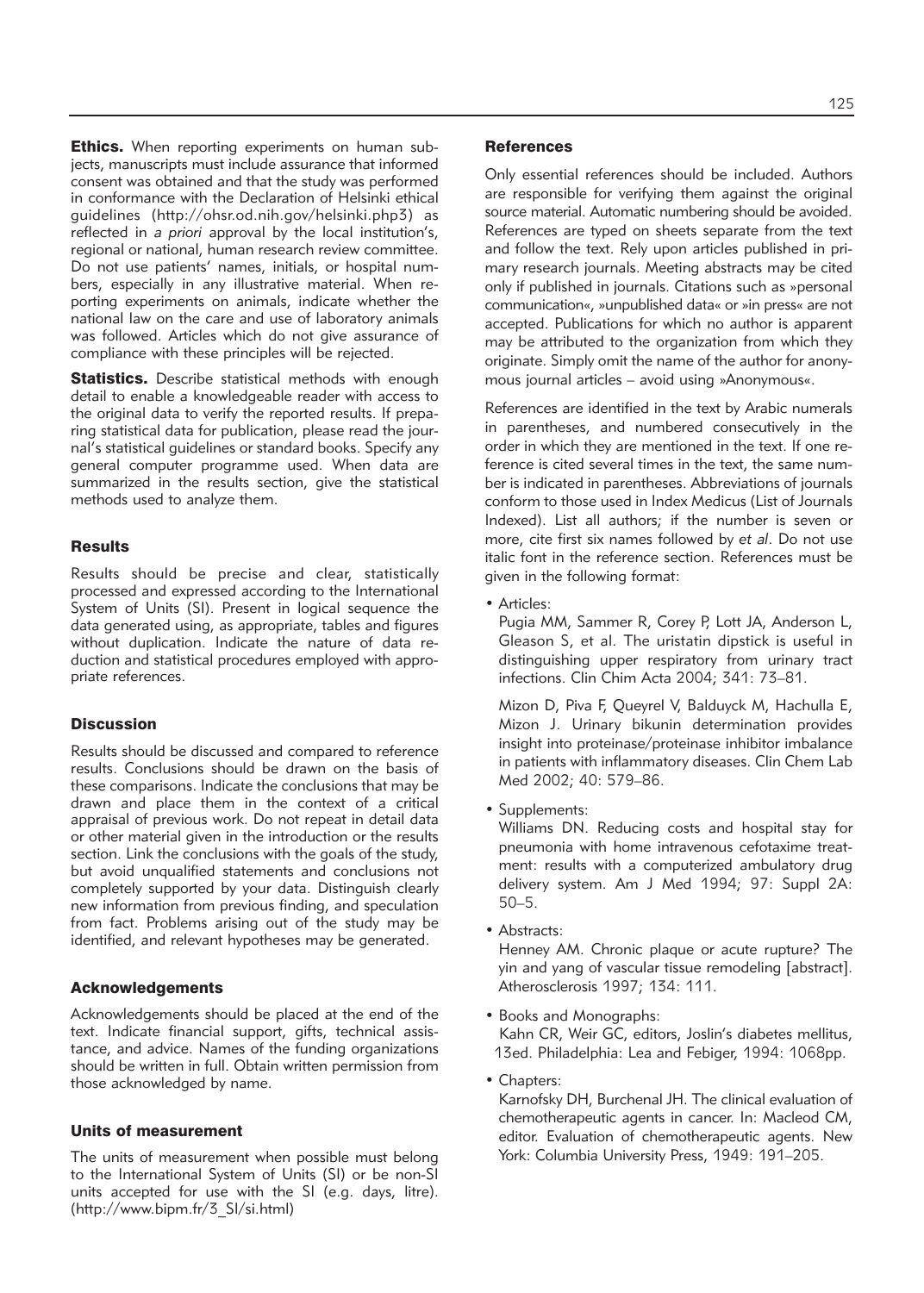**Ethics.** When reporting experiments on human subjects, manuscripts must include assurance that informed consent was obtained and that the study was performed in conformance with the Declaration of Helsinki ethical guidelines (http://ohsr.od.nih.gov/helsinki.php3) as reflected in *a priori* approval by the local institution's, regional or national, human research review committee. Do not use patients' names, initials, or hospital numbers, especially in any illustrative material. When reporting experiments on animals, indicate whether the national law on the care and use of laboratory animals was followed. Articles which do not give assurance of compliance with these principles will be rejected.

**Statistics.** Describe statistical methods with enough detail to enable a knowledgeable reader with access to the original data to verify the reported results. If preparing statistical data for publication, please read the journal's statistical guidelines or standard books. Specify any general computer programme used. When data are summarized in the results section, give the statistical methods used to analyze them.

## Results

Results should be precise and clear, statistically processed and expressed according to the International System of Units (SI). Present in logical sequence the data generated using, as appropriate, tables and figures without duplication. Indicate the nature of data reduction and statistical procedures employed with appropriate references.

## Discussion

Results should be discussed and compared to reference results. Conclusions should be drawn on the basis of these comparisons. Indicate the conclusions that may be drawn and place them in the context of a critical appraisal of previous work. Do not repeat in detail data or other material given in the introduction or the results section. Link the conclusions with the goals of the study, but avoid unqualified statements and conclusions not completely supported by your data. Distinguish clearly new information from previous finding, and speculation from fact. Problems arising out of the study may be identified, and relevant hypotheses may be generated.

## Acknowledgements

Acknowledgements should be placed at the end of the text. Indicate financial support, gifts, technical assistance, and advice. Names of the funding organizations should be written in full. Obtain written permission from those acknowledged by name.

## Units of measurement

The units of measurement when possible must belong to the International System of Units (SI) or be non-SI units accepted for use with the SI (e.g. days, litre). (http://www.bipm.fr/3_SI/si.html)

## References

Only essential references should be included. Authors are responsible for verifying them against the original source material. Automatic numbering should be avoided. References are typed on sheets separate from the text and follow the text. Rely upon articles published in primary research journals. Meeting abstracts may be cited only if published in journals. Citations such as »personal communication«, »unpublished data« or »in press« are not accepted. Publications for which no author is apparent may be attributed to the organization from which they originate. Simply omit the name of the author for anonymous journal articles – avoid using »Anonymous«.

References are identified in the text by Arabic numerals in parentheses, and numbered consecutively in the order in which they are mentioned in the text. If one reference is cited several times in the text, the same number is indicated in parentheses. Abbreviations of journals conform to those used in Index Medicus (List of Journals Indexed). List all authors; if the number is seven or more, cite first six names followed by *et al*. Do not use italic font in the reference section. References must be given in the following format:

- Articles:

  Pugia MM, Sammer R, Corey P, Lott JA, Anderson L, Gleason S, et al. The uristatin dipstick is useful in distinguishing upper respiratory from urinary tract infections. Clin Chim Acta 2004; 341: 73–81.

  Mizon D, Piva F, Queyrel V, Balduyck M, Hachulla E, Mizon J. Urinary bikunin determination provides insight into proteinase/proteinase inhibitor imbalance in patients with inflammatory diseases. Clin Chem Lab Med 2002; 40: 579–86.

- Supplements:

  Williams DN. Reducing costs and hospital stay for pneumonia with home intravenous cefotaxime treatment: results with a computerized ambulatory drug delivery system. Am J Med 1994; 97: Suppl 2A: 50–5.

- Abstracts:

  Henney AM. Chronic plaque or acute rupture? The yin and yang of vascular tissue remodeling [abstract]. Atherosclerosis 1997; 134: 111.

- Books and Monographs:

  Kahn CR, Weir GC, editors, Joslin's diabetes mellitus, 13ed. Philadelphia: Lea and Febiger, 1994: 1068pp.

- Chapters:

  Karnofsky DH, Burchenal JH. The clinical evaluation of chemotherapeutic agents in cancer. In: Macleod CM, editor. Evaluation of chemotherapeutic agents. New York: Columbia University Press, 1949: 191–205.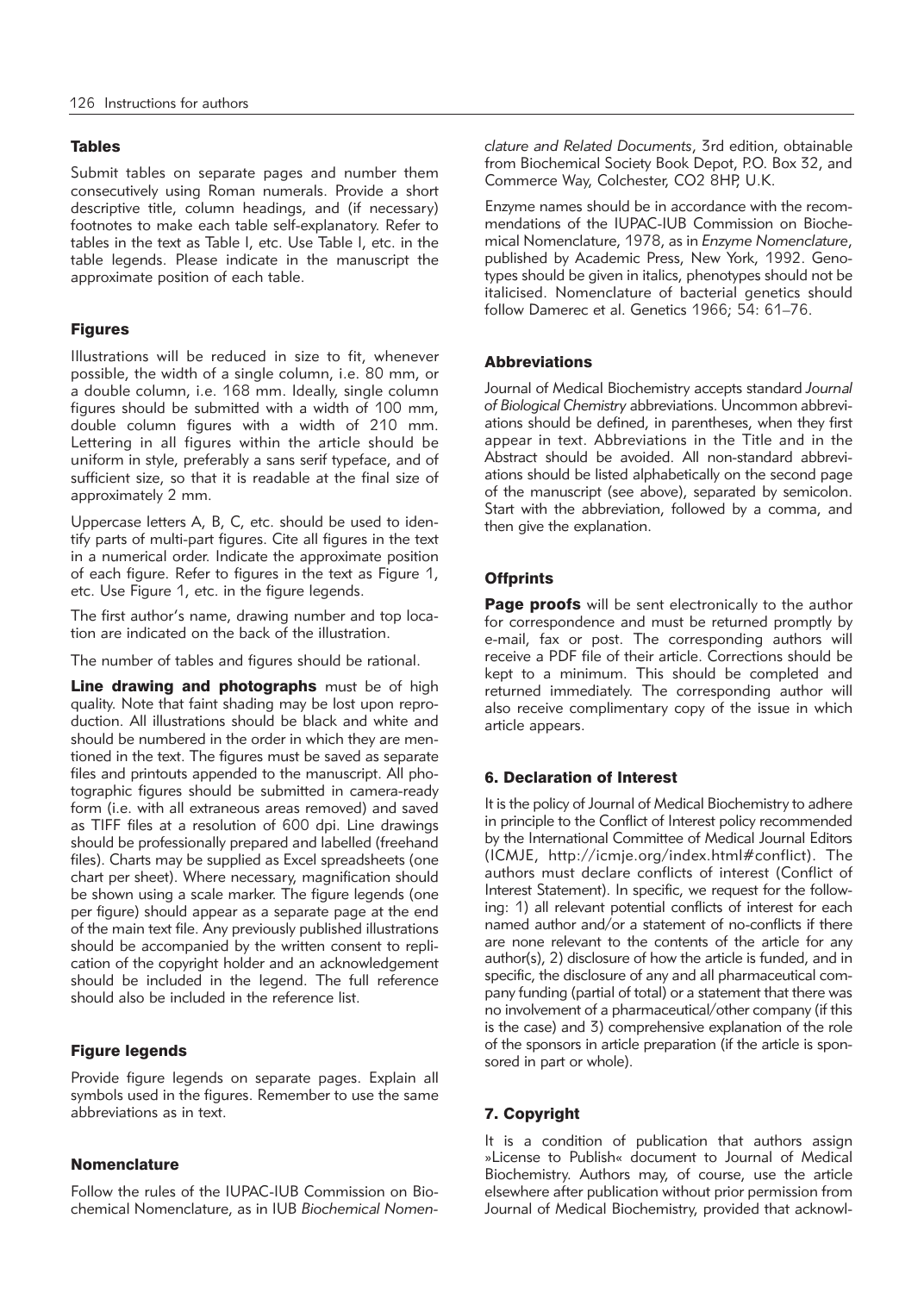## Tables

Submit tables on separate pages and number them consecutively using Roman numerals. Provide a short descriptive title, column headings, and (if necessary) footnotes to make each table self-explanatory. Refer to tables in the text as Table I, etc. Use Table I, etc. in the table legends. Please indicate in the manuscript the approximate position of each table.

## Figures

Illustrations will be reduced in size to fit, whenever possible, the width of a single column, i.e. 80 mm, or a double column, i.e. 168 mm. Ideally, single column figures should be submitted with a width of 100 mm, double column figures with a width of 210 mm. Lettering in all figures within the article should be uniform in style, preferably a sans serif typeface, and of sufficient size, so that it is readable at the final size of approximately 2 mm.

Uppercase letters A, B, C, etc. should be used to identify parts of multi-part figures. Cite all figures in the text in a numerical order. Indicate the approximate position of each figure. Refer to figures in the text as Figure 1, etc. Use Figure 1, etc. in the figure legends.

The first author's name, drawing number and top location are indicated on the back of the illustration.

The number of tables and figures should be rational.

**Line drawing and photographs** must be of high quality. Note that faint shading may be lost upon reproduction. All illustrations should be black and white and should be numbered in the order in which they are mentioned in the text. The figures must be saved as separate files and printouts appended to the manuscript. All photographic figures should be submitted in camera-ready form (i.e. with all extraneous areas removed) and saved as TIFF files at a resolution of 600 dpi. Line drawings should be professionally prepared and labelled (freehand files). Charts may be supplied as Excel spreadsheets (one chart per sheet). Where necessary, magnification should be shown using a scale marker. The figure legends (one per figure) should appear as a separate page at the end of the main text file. Any previously published illustrations should be accompanied by the written consent to replication of the copyright holder and an acknowledgement should be included in the legend. The full reference should also be included in the reference list.

## Figure legends

Provide figure legends on separate pages. Explain all symbols used in the figures. Remember to use the same abbreviations as in text.

## Nomenclature

Follow the rules of the IUPAC-IUB Commission on Biochemical Nomenclature, as in IUB *Biochemical Nomenclature and Related Documents*, 3rd edition, obtainable from Biochemical Society Book Depot, P.O. Box 32, and Commerce Way, Colchester, CO2 8HP, U.K.

Enzyme names should be in accordance with the recommendations of the IUPAC-IUB Commission on Biochemical Nomenclature, 1978, as in *Enzyme Nomenclature*, published by Academic Press, New York, 1992. Genotypes should be given in italics, phenotypes should not be italicised. Nomenclature of bacterial genetics should follow Damerec et al. Genetics 1966; 54: 61–76.

## Abbreviations

Journal of Medical Biochemistry accepts standard *Journal of Biological Chemistry* abbreviations. Uncommon abbreviations should be defined, in parentheses, when they first appear in text. Abbreviations in the Title and in the Abstract should be avoided. All non-standard abbreviations should be listed alphabetically on the second page of the manuscript (see above), separated by semicolon. Start with the abbreviation, followed by a comma, and then give the explanation.

## Offprints

**Page proofs** will be sent electronically to the author for correspondence and must be returned promptly by e-mail, fax or post. The corresponding authors will receive a PDF file of their article. Corrections should be kept to a minimum. This should be completed and returned immediately. The corresponding author will also receive complimentary copy of the issue in which article appears.

## 6. Declaration of Interest

It is the policy of Journal of Medical Biochemistry to adhere in principle to the Conflict of Interest policy recommended by the International Committee of Medical Journal Editors (ICMJE, http://icmje.org/index.html#conflict). The authors must declare conflicts of interest (Conflict of Interest Statement). In specific, we request for the following: 1) all relevant potential conflicts of interest for each named author and/or a statement of no-conflicts if there are none relevant to the contents of the article for any author(s), 2) disclosure of how the article is funded, and in specific, the disclosure of any and all pharmaceutical company funding (partial of total) or a statement that there was no involvement of a pharmaceutical/other company (if this is the case) and 3) comprehensive explanation of the role of the sponsors in article preparation (if the article is sponsored in part or whole).

## 7. Copyright

It is a condition of publication that authors assign »License to Publish« document to Journal of Medical Biochemistry. Authors may, of course, use the article elsewhere after publication without prior permission from Journal of Medical Biochemistry, provided that acknowl-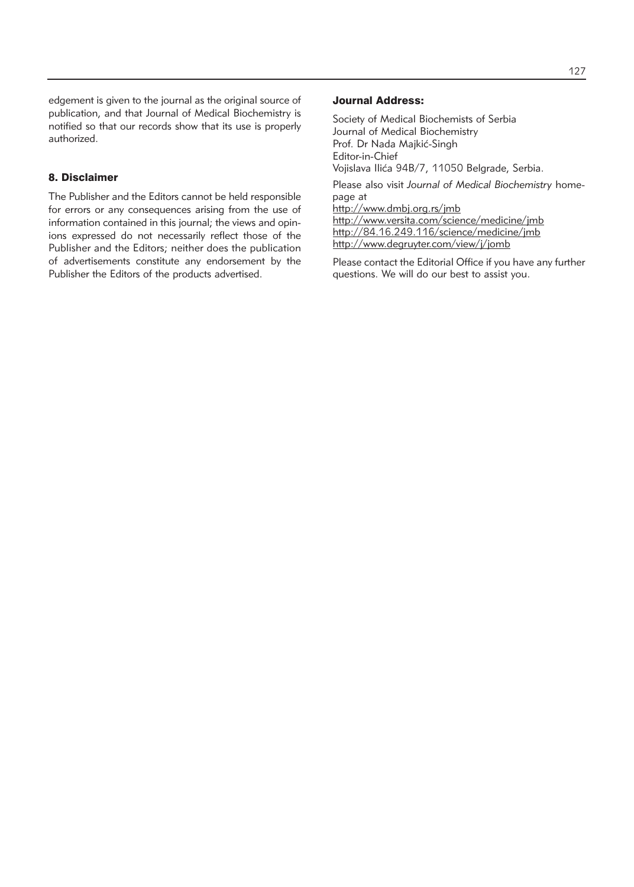edgement is given to the journal as the original source of publication, and that Journal of Medical Biochemistry is notified so that our records show that its use is properly authorized.

## 8. Disclaimer

The Publisher and the Editors cannot be held responsible for errors or any consequences arising from the use of information contained in this journal; the views and opinions expressed do not necessarily reflect those of the Publisher and the Editors; neither does the publication of advertisements constitute any endorsement by the Publisher the Editors of the products advertised.

## Journal Address:

Society of Medical Biochemists of Serbia
Journal of Medical Biochemistry
Prof. Dr Nada Majkić-Singh
Editor-in-Chief
Vojislava Ilića 94B/7, 11050 Belgrade, Serbia.

Please also visit *Journal of Medical Biochemistry* homepage at
http://www.dmbj.org.rs/jmb
http://www.versita.com/science/medicine/jmb
http://84.16.249.116/science/medicine/jmb
http://www.degruyter.com/view/j/jomb

Please contact the Editorial Office if you have any further questions. We will do our best to assist you.